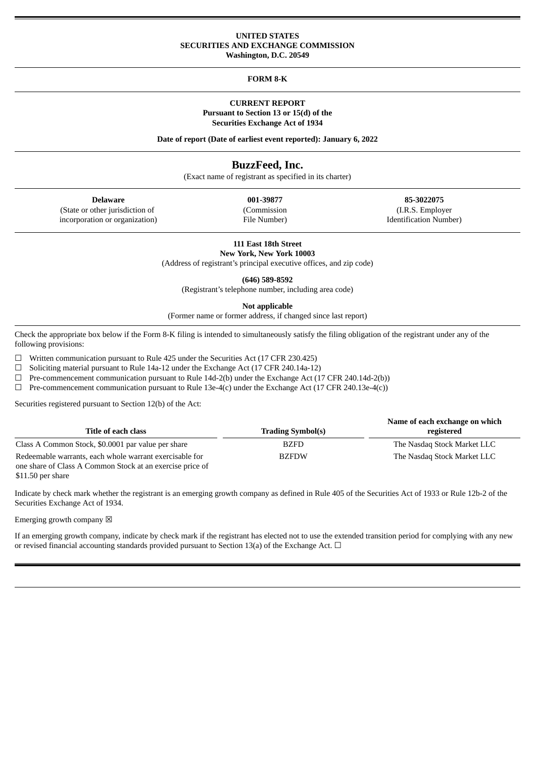**UNITED STATES**
**SECURITIES AND EXCHANGE COMMISSION**
**Washington, D.C. 20549**

---

**FORM 8-K**

---

**CURRENT REPORT**
**Pursuant to Section 13 or 15(d) of the**
**Securities Exchange Act of 1934**

**Date of report (Date of earliest event reported): January 6, 2022**

---

# BuzzFeed, Inc.

(Exact name of registrant as specified in its charter)

| **Delaware** | **001-39877** | **85-3022075** |
|---|---|---|
| (State or other jurisdiction of incorporation or organization) | (Commission File Number) | (I.R.S. Employer Identification Number) |

**111 East 18th Street**
**New York, New York 10003**
(Address of registrant's principal executive offices, and zip code)

**(646) 589-8592**
(Registrant's telephone number, including area code)

**Not applicable**
(Former name or former address, if changed since last report)

Check the appropriate box below if the Form 8-K filing is intended to simultaneously satisfy the filing obligation of the registrant under any of the following provisions:

☐ Written communication pursuant to Rule 425 under the Securities Act (17 CFR 230.425)
☐ Soliciting material pursuant to Rule 14a-12 under the Exchange Act (17 CFR 240.14a-12)
☐ Pre-commencement communication pursuant to Rule 14d-2(b) under the Exchange Act (17 CFR 240.14d-2(b))
☐ Pre-commencement communication pursuant to Rule 13e-4(c) under the Exchange Act (17 CFR 240.13e-4(c))

Securities registered pursuant to Section 12(b) of the Act:

| Title of each class | Trading Symbol(s) | Name of each exchange on which registered |
|---|---|---|
| Class A Common Stock, $0.0001 par value per share | BZFD | The Nasdaq Stock Market LLC |
| Redeemable warrants, each whole warrant exercisable for one share of Class A Common Stock at an exercise price of $11.50 per share | BZFDW | The Nasdaq Stock Market LLC |

Indicate by check mark whether the registrant is an emerging growth company as defined in Rule 405 of the Securities Act of 1933 or Rule 12b-2 of the Securities Exchange Act of 1934.

Emerging growth company ☒

If an emerging growth company, indicate by check mark if the registrant has elected not to use the extended transition period for complying with any new or revised financial accounting standards provided pursuant to Section 13(a) of the Exchange Act. ☐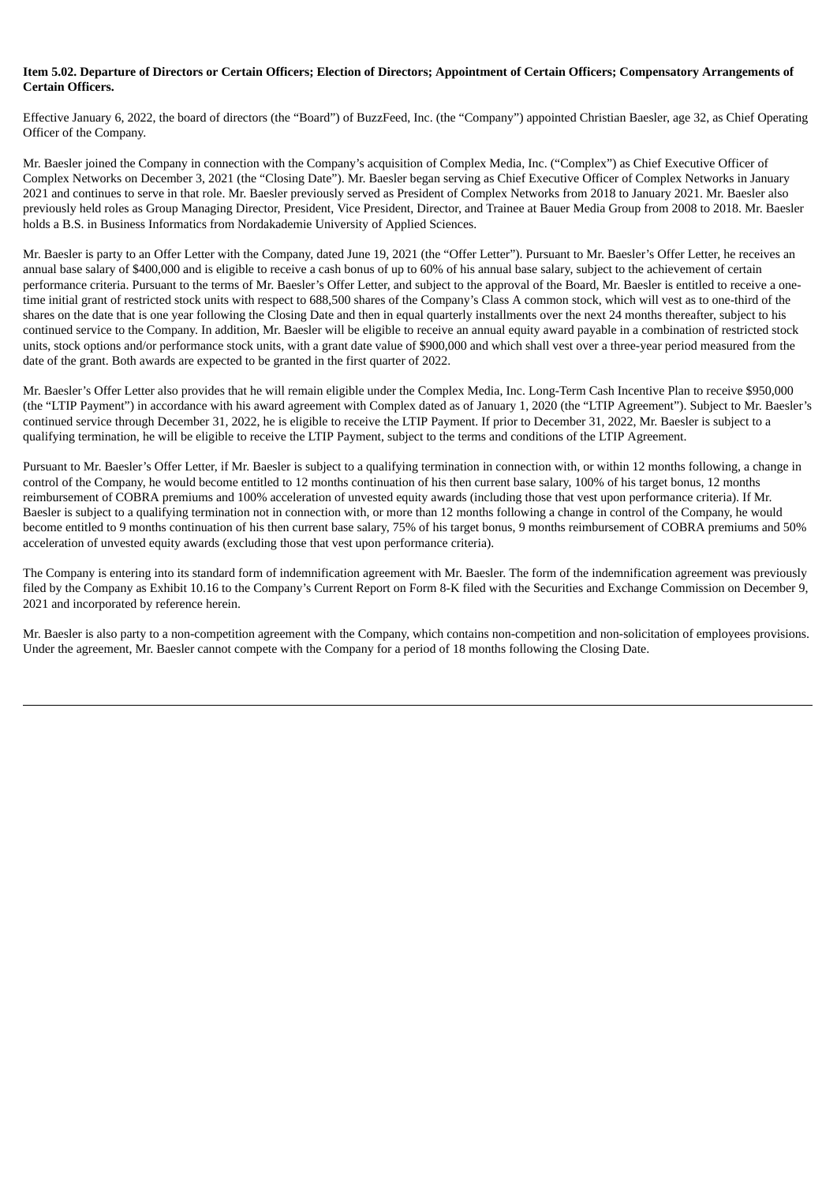**Item 5.02. Departure of Directors or Certain Officers; Election of Directors; Appointment of Certain Officers; Compensatory Arrangements of Certain Officers.**

Effective January 6, 2022, the board of directors (the "Board") of BuzzFeed, Inc. (the "Company") appointed Christian Baesler, age 32, as Chief Operating Officer of the Company.

Mr. Baesler joined the Company in connection with the Company's acquisition of Complex Media, Inc. ("Complex") as Chief Executive Officer of Complex Networks on December 3, 2021 (the "Closing Date"). Mr. Baesler began serving as Chief Executive Officer of Complex Networks in January 2021 and continues to serve in that role. Mr. Baesler previously served as President of Complex Networks from 2018 to January 2021. Mr. Baesler also previously held roles as Group Managing Director, President, Vice President, Director, and Trainee at Bauer Media Group from 2008 to 2018. Mr. Baesler holds a B.S. in Business Informatics from Nordakademie University of Applied Sciences.

Mr. Baesler is party to an Offer Letter with the Company, dated June 19, 2021 (the "Offer Letter"). Pursuant to Mr. Baesler's Offer Letter, he receives an annual base salary of $400,000 and is eligible to receive a cash bonus of up to 60% of his annual base salary, subject to the achievement of certain performance criteria. Pursuant to the terms of Mr. Baesler's Offer Letter, and subject to the approval of the Board, Mr. Baesler is entitled to receive a one-time initial grant of restricted stock units with respect to 688,500 shares of the Company's Class A common stock, which will vest as to one-third of the shares on the date that is one year following the Closing Date and then in equal quarterly installments over the next 24 months thereafter, subject to his continued service to the Company. In addition, Mr. Baesler will be eligible to receive an annual equity award payable in a combination of restricted stock units, stock options and/or performance stock units, with a grant date value of $900,000 and which shall vest over a three-year period measured from the date of the grant. Both awards are expected to be granted in the first quarter of 2022.

Mr. Baesler's Offer Letter also provides that he will remain eligible under the Complex Media, Inc. Long-Term Cash Incentive Plan to receive $950,000 (the "LTIP Payment") in accordance with his award agreement with Complex dated as of January 1, 2020 (the "LTIP Agreement"). Subject to Mr. Baesler's continued service through December 31, 2022, he is eligible to receive the LTIP Payment. If prior to December 31, 2022, Mr. Baesler is subject to a qualifying termination, he will be eligible to receive the LTIP Payment, subject to the terms and conditions of the LTIP Agreement.

Pursuant to Mr. Baesler's Offer Letter, if Mr. Baesler is subject to a qualifying termination in connection with, or within 12 months following, a change in control of the Company, he would become entitled to 12 months continuation of his then current base salary, 100% of his target bonus, 12 months reimbursement of COBRA premiums and 100% acceleration of unvested equity awards (including those that vest upon performance criteria). If Mr. Baesler is subject to a qualifying termination not in connection with, or more than 12 months following a change in control of the Company, he would become entitled to 9 months continuation of his then current base salary, 75% of his target bonus, 9 months reimbursement of COBRA premiums and 50% acceleration of unvested equity awards (excluding those that vest upon performance criteria).

The Company is entering into its standard form of indemnification agreement with Mr. Baesler. The form of the indemnification agreement was previously filed by the Company as Exhibit 10.16 to the Company's Current Report on Form 8-K filed with the Securities and Exchange Commission on December 9, 2021 and incorporated by reference herein.

Mr. Baesler is also party to a non-competition agreement with the Company, which contains non-competition and non-solicitation of employees provisions. Under the agreement, Mr. Baesler cannot compete with the Company for a period of 18 months following the Closing Date.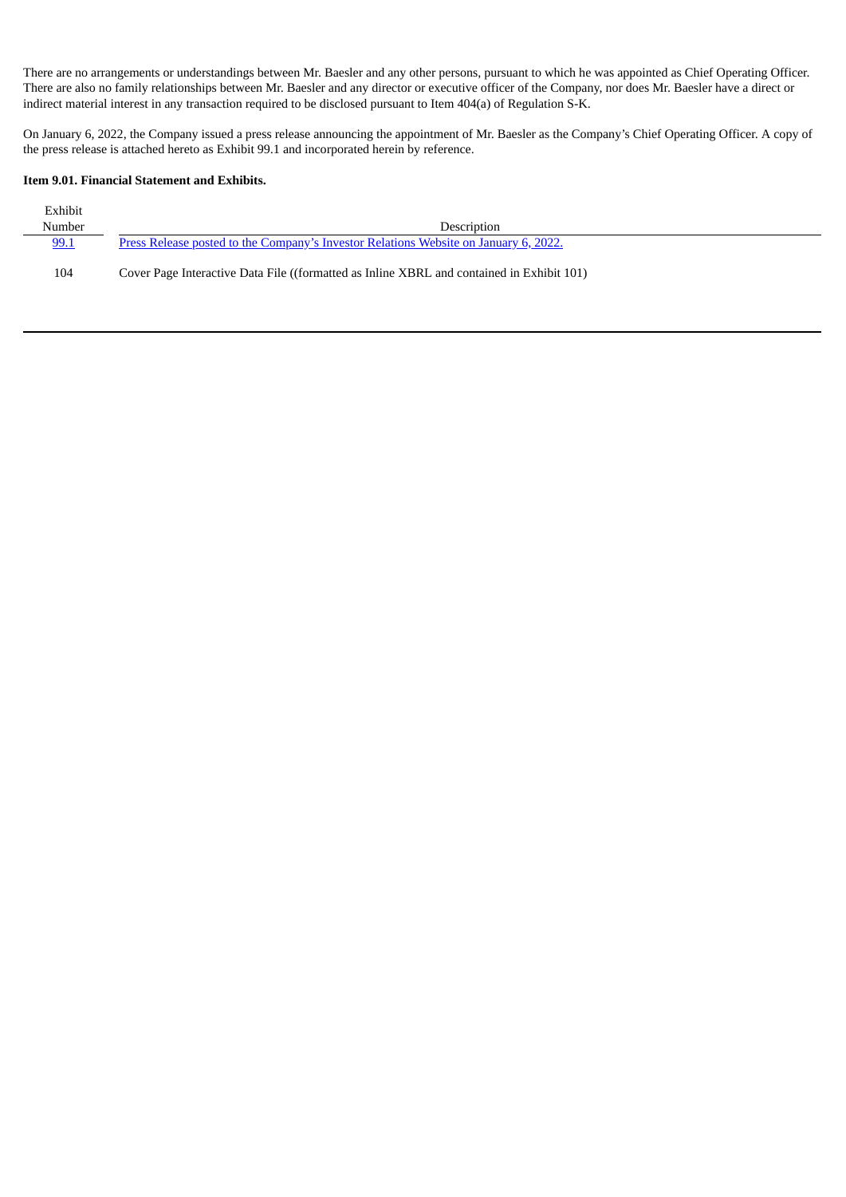There are no arrangements or understandings between Mr. Baesler and any other persons, pursuant to which he was appointed as Chief Operating Officer. There are also no family relationships between Mr. Baesler and any director or executive officer of the Company, nor does Mr. Baesler have a direct or indirect material interest in any transaction required to be disclosed pursuant to Item 404(a) of Regulation S-K.

On January 6, 2022, the Company issued a press release announcing the appointment of Mr. Baesler as the Company's Chief Operating Officer. A copy of the press release is attached hereto as Exhibit 99.1 and incorporated herein by reference.

**Item 9.01. Financial Statement and Exhibits.**

| Exhibit Number | Description |
| --- | --- |
| 99.1 | Press Release posted to the Company's Investor Relations Website on January 6, 2022. |
| 104 | Cover Page Interactive Data File ((formatted as Inline XBRL and contained in Exhibit 101) |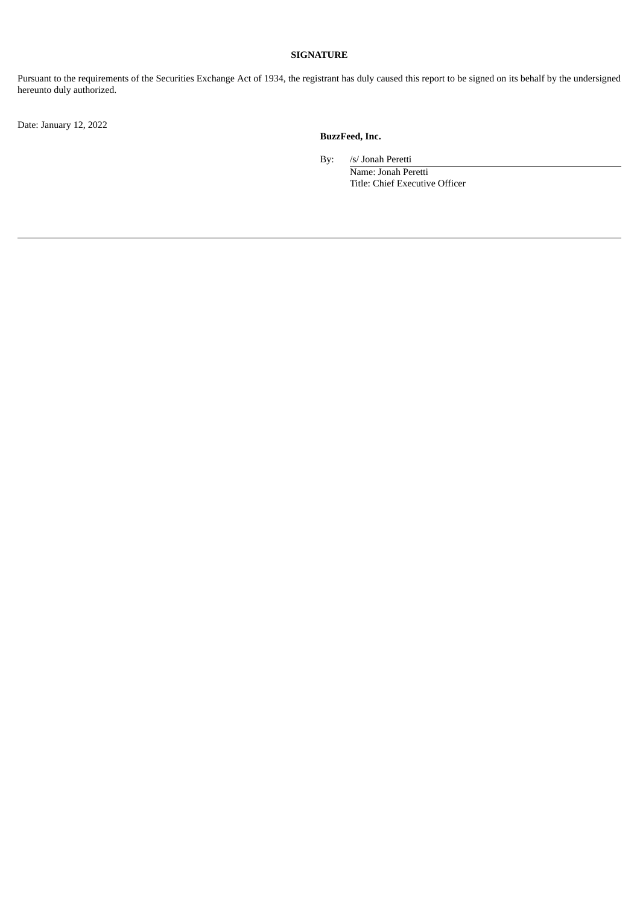**SIGNATURE**

Pursuant to the requirements of the Securities Exchange Act of 1934, the registrant has duly caused this report to be signed on its behalf by the undersigned hereunto duly authorized.

Date: January 12, 2022

**BuzzFeed, Inc.**

By: /s/ Jonah Peretti
Name: Jonah Peretti
Title: Chief Executive Officer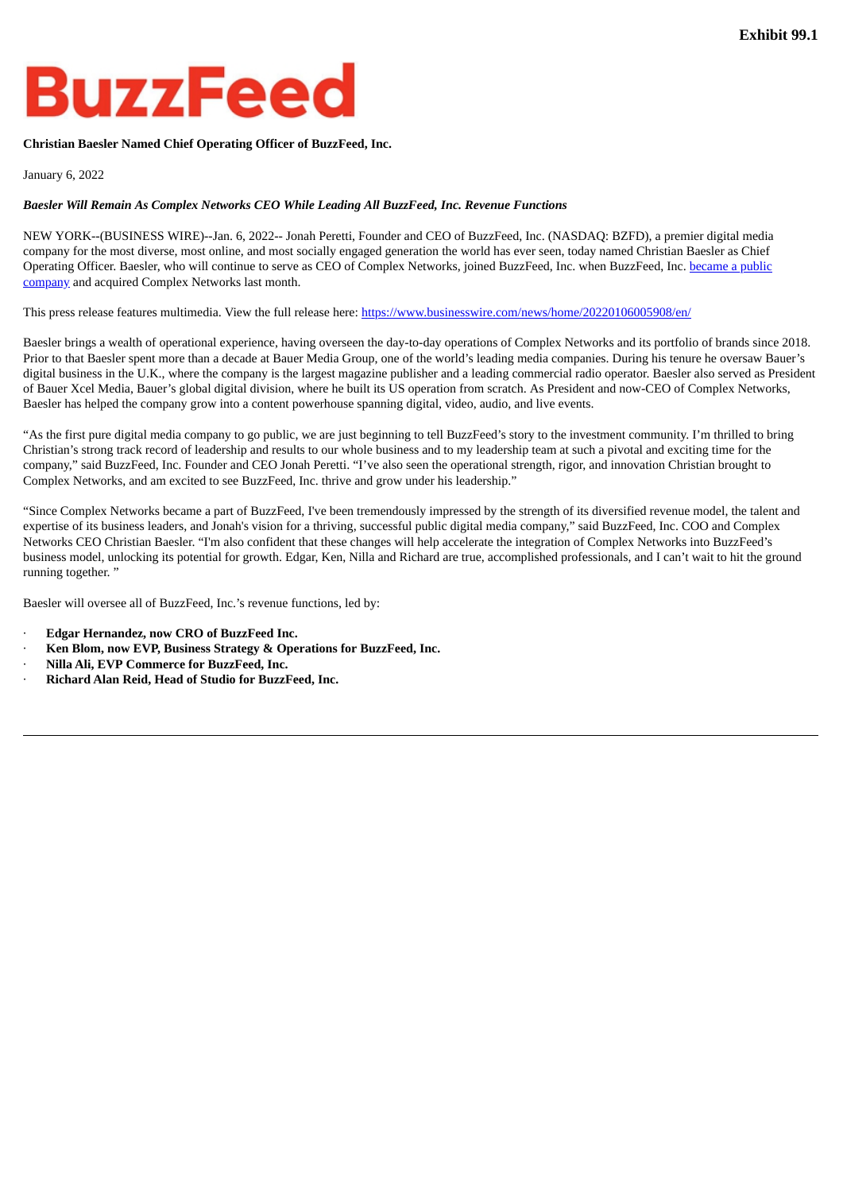Exhibit 99.1

BuzzFeed

**Christian Baesler Named Chief Operating Officer of BuzzFeed, Inc.**

January 6, 2022

***Baesler Will Remain As Complex Networks CEO While Leading All BuzzFeed, Inc. Revenue Functions***

NEW YORK--(BUSINESS WIRE)--Jan. 6, 2022-- Jonah Peretti, Founder and CEO of BuzzFeed, Inc. (NASDAQ: BZFD), a premier digital media company for the most diverse, most online, and most socially engaged generation the world has ever seen, today named Christian Baesler as Chief Operating Officer. Baesler, who will continue to serve as CEO of Complex Networks, joined BuzzFeed, Inc. when BuzzFeed, Inc. became a public company and acquired Complex Networks last month.

This press release features multimedia. View the full release here: https://www.businesswire.com/news/home/20220106005908/en/

Baesler brings a wealth of operational experience, having overseen the day-to-day operations of Complex Networks and its portfolio of brands since 2018. Prior to that Baesler spent more than a decade at Bauer Media Group, one of the world's leading media companies. During his tenure he oversaw Bauer's digital business in the U.K., where the company is the largest magazine publisher and a leading commercial radio operator. Baesler also served as President of Bauer Xcel Media, Bauer's global digital division, where he built its US operation from scratch. As President and now-CEO of Complex Networks, Baesler has helped the company grow into a content powerhouse spanning digital, video, audio, and live events.

"As the first pure digital media company to go public, we are just beginning to tell BuzzFeed's story to the investment community. I'm thrilled to bring Christian's strong track record of leadership and results to our whole business and to my leadership team at such a pivotal and exciting time for the company," said BuzzFeed, Inc. Founder and CEO Jonah Peretti. "I've also seen the operational strength, rigor, and innovation Christian brought to Complex Networks, and am excited to see BuzzFeed, Inc. thrive and grow under his leadership."

"Since Complex Networks became a part of BuzzFeed, I've been tremendously impressed by the strength of its diversified revenue model, the talent and expertise of its business leaders, and Jonah's vision for a thriving, successful public digital media company," said BuzzFeed, Inc. COO and Complex Networks CEO Christian Baesler. "I'm also confident that these changes will help accelerate the integration of Complex Networks into BuzzFeed's business model, unlocking its potential for growth. Edgar, Ken, Nilla and Richard are true, accomplished professionals, and I can't wait to hit the ground running together. "

Baesler will oversee all of BuzzFeed, Inc.'s revenue functions, led by:

- **Edgar Hernandez, now CRO of BuzzFeed Inc.**
- **Ken Blom, now EVP, Business Strategy & Operations for BuzzFeed, Inc.**
- **Nilla Ali, EVP Commerce for BuzzFeed, Inc.**
- **Richard Alan Reid, Head of Studio for BuzzFeed, Inc.**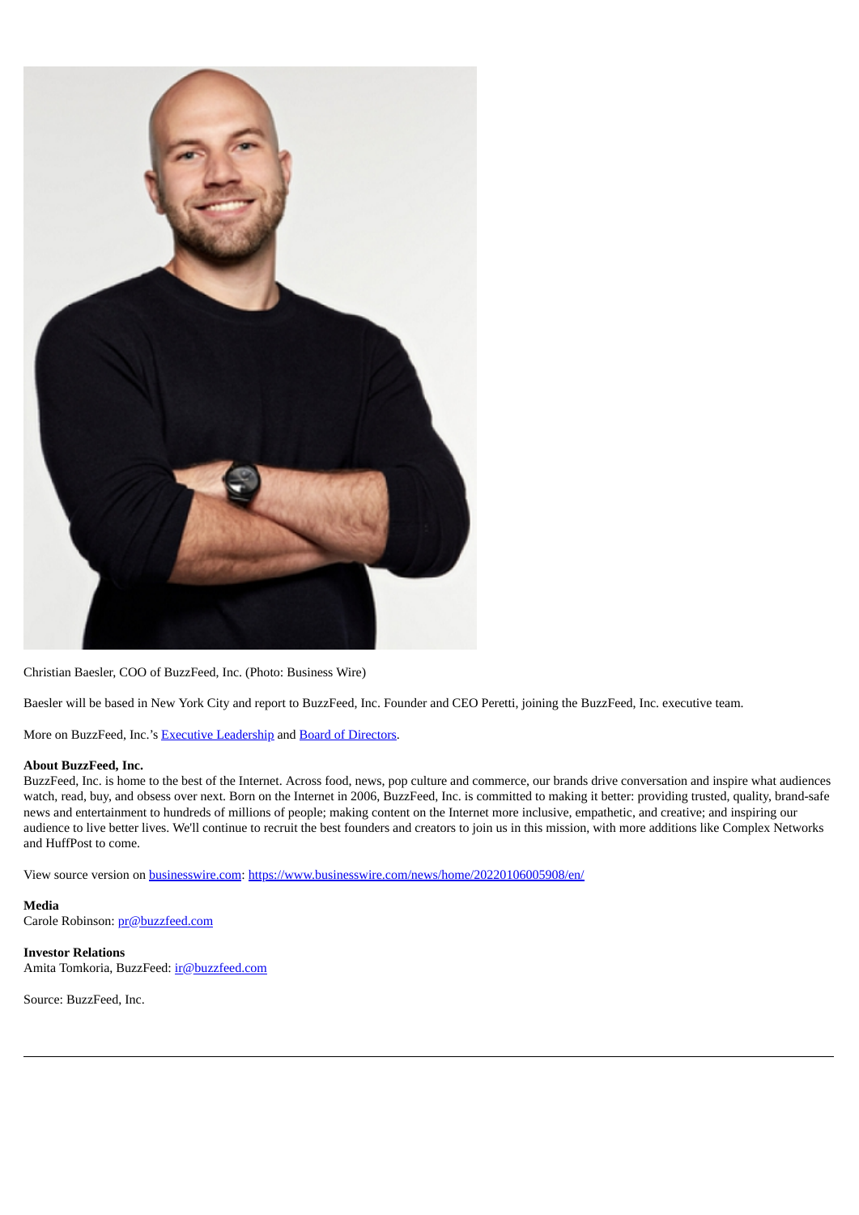Christian Baesler, COO of BuzzFeed, Inc. (Photo: Business Wire)

Baesler will be based in New York City and report to BuzzFeed, Inc. Founder and CEO Peretti, joining the BuzzFeed, Inc. executive team.

More on BuzzFeed, Inc.’s Executive Leadership and Board of Directors.

**About BuzzFeed, Inc.**
BuzzFeed, Inc. is home to the best of the Internet. Across food, news, pop culture and commerce, our brands drive conversation and inspire what audiences watch, read, buy, and obsess over next. Born on the Internet in 2006, BuzzFeed, Inc. is committed to making it better: providing trusted, quality, brand-safe news and entertainment to hundreds of millions of people; making content on the Internet more inclusive, empathetic, and creative; and inspiring our audience to live better lives. We'll continue to recruit the best founders and creators to join us in this mission, with more additions like Complex Networks and HuffPost to come.

View source version on businesswire.com: https://www.businesswire.com/news/home/20220106005908/en/

**Media**
Carole Robinson: pr@buzzfeed.com

**Investor Relations**
Amita Tomkoria, BuzzFeed: ir@buzzfeed.com

Source: BuzzFeed, Inc.